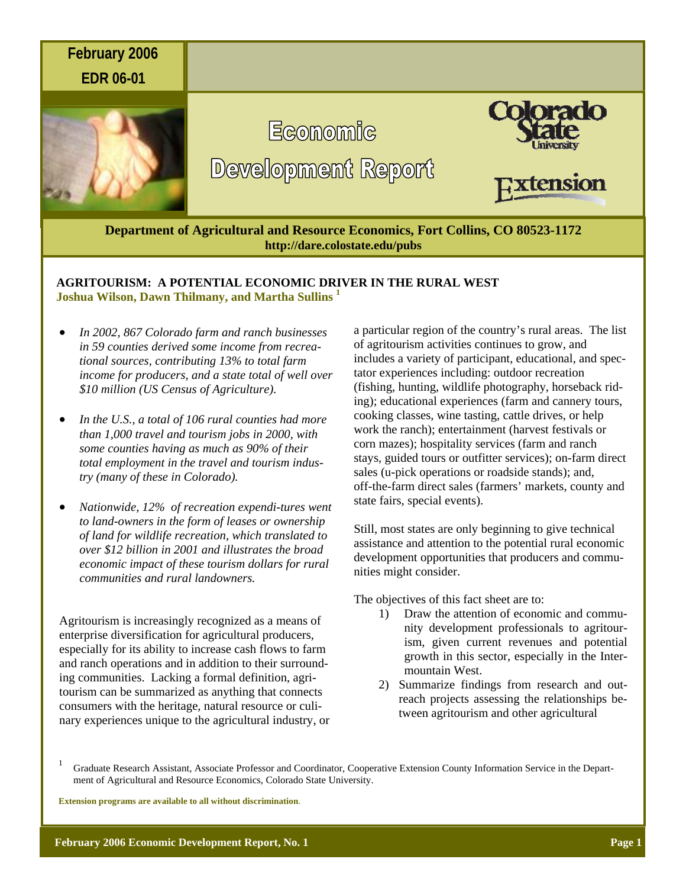February 2006

EDR 06-01

# Economic Development Report

Colorado State University Extension

**Department of Agricultural and Resource Economics, Fort Collins, CO 80523-1172**
**http://dare.colostate.edu/pubs**

## AGRITOURISM: A POTENTIAL ECONOMIC DRIVER IN THE RURAL WEST

**Joshua Wilson, Dawn Thilmany, and Martha Sullins [1]**

- *In 2002, 867 Colorado farm and ranch businesses in 59 counties derived some income from recreational sources, contributing 13% to total farm income for producers, and a state total of well over $10 million (US Census of Agriculture).*
- *In the U.S., a total of 106 rural counties had more than 1,000 travel and tourism jobs in 2000, with some counties having as much as 90% of their total employment in the travel and tourism industry (many of these in Colorado).*
- *Nationwide, 12% of recreation expenditures went to land-owners in the form of leases or ownership of land for wildlife recreation, which translated to over $12 billion in 2001 and illustrates the broad economic impact of these tourism dollars for rural communities and rural landowners.*

Agritourism is increasingly recognized as a means of enterprise diversification for agricultural producers, especially for its ability to increase cash flows to farm and ranch operations and in addition to their surrounding communities. Lacking a formal definition, agritourism can be summarized as anything that connects consumers with the heritage, natural resource or culinary experiences unique to the agricultural industry, or a particular region of the country's rural areas. The list of agritourism activities continues to grow, and includes a variety of participant, educational, and spectator experiences including: outdoor recreation (fishing, hunting, wildlife photography, horseback riding); educational experiences (farm and cannery tours, cooking classes, wine tasting, cattle drives, or help work the ranch); entertainment (harvest festivals or corn mazes); hospitality services (farm and ranch stays, guided tours or outfitter services); on-farm direct sales (u-pick operations or roadside stands); and, off-the-farm direct sales (farmers' markets, county and state fairs, special events).

Still, most states are only beginning to give technical assistance and attention to the potential rural economic development opportunities that producers and communities might consider.

The objectives of this fact sheet are to:

1) Draw the attention of economic and community development professionals to agritourism, given current revenues and potential growth in this sector, especially in the Intermountain West.
2) Summarize findings from research and outreach projects assessing the relationships between agritourism and other agricultural

[1] Graduate Research Assistant, Associate Professor and Coordinator, Cooperative Extension County Information Service in the Department of Agricultural and Resource Economics, Colorado State University.

**Extension programs are available to all without discrimination.**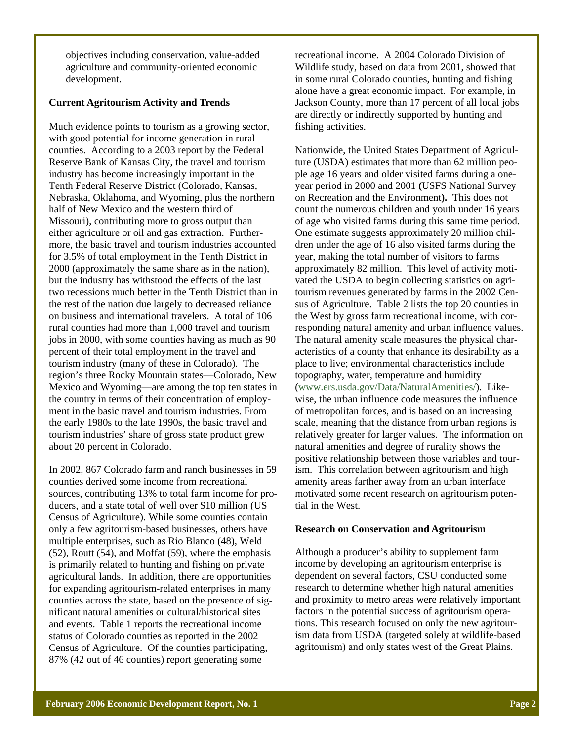objectives including conservation, value-added agriculture and community-oriented economic development.

**Current Agritourism Activity and Trends**

Much evidence points to tourism as a growing sector, with good potential for income generation in rural counties. According to a 2003 report by the Federal Reserve Bank of Kansas City, the travel and tourism industry has become increasingly important in the Tenth Federal Reserve District (Colorado, Kansas, Nebraska, Oklahoma, and Wyoming, plus the northern half of New Mexico and the western third of Missouri), contributing more to gross output than either agriculture or oil and gas extraction. Furthermore, the basic travel and tourism industries accounted for 3.5% of total employment in the Tenth District in 2000 (approximately the same share as in the nation), but the industry has withstood the effects of the last two recessions much better in the Tenth District than in the rest of the nation due largely to decreased reliance on business and international travelers. A total of 106 rural counties had more than 1,000 travel and tourism jobs in 2000, with some counties having as much as 90 percent of their total employment in the travel and tourism industry (many of these in Colorado). The region's three Rocky Mountain states—Colorado, New Mexico and Wyoming—are among the top ten states in the country in terms of their concentration of employment in the basic travel and tourism industries. From the early 1980s to the late 1990s, the basic travel and tourism industries' share of gross state product grew about 20 percent in Colorado.

In 2002, 867 Colorado farm and ranch businesses in 59 counties derived some income from recreational sources, contributing 13% to total farm income for producers, and a state total of well over $10 million (US Census of Agriculture). While some counties contain only a few agritourism-based businesses, others have multiple enterprises, such as Rio Blanco (48), Weld (52), Routt (54), and Moffat (59), where the emphasis is primarily related to hunting and fishing on private agricultural lands. In addition, there are opportunities for expanding agritourism-related enterprises in many counties across the state, based on the presence of significant natural amenities or cultural/historical sites and events. Table 1 reports the recreational income status of Colorado counties as reported in the 2002 Census of Agriculture. Of the counties participating, 87% (42 out of 46 counties) report generating some recreational income. A 2004 Colorado Division of Wildlife study, based on data from 2001, showed that in some rural Colorado counties, hunting and fishing alone have a great economic impact. For example, in Jackson County, more than 17 percent of all local jobs are directly or indirectly supported by hunting and fishing activities.

Nationwide, the United States Department of Agriculture (USDA) estimates that more than 62 million people age 16 years and older visited farms during a one-year period in 2000 and 2001 **(**USFS National Survey on Recreation and the Environment**).** This does not count the numerous children and youth under 16 years of age who visited farms during this same time period. One estimate suggests approximately 20 million children under the age of 16 also visited farms during the year, making the total number of visitors to farms approximately 82 million. This level of activity motivated the USDA to begin collecting statistics on agritourism revenues generated by farms in the 2002 Census of Agriculture. Table 2 lists the top 20 counties in the West by gross farm recreational income, with corresponding natural amenity and urban influence values. The natural amenity scale measures the physical characteristics of a county that enhance its desirability as a place to live; environmental characteristics include topography, water, temperature and humidity (www.ers.usda.gov/Data/NaturalAmenities/). Likewise, the urban influence code measures the influence of metropolitan forces, and is based on an increasing scale, meaning that the distance from urban regions is relatively greater for larger values. The information on natural amenities and degree of rurality shows the positive relationship between those variables and tourism. This correlation between agritourism and high amenity areas farther away from an urban interface motivated some recent research on agritourism potential in the West.

**Research on Conservation and Agritourism**

Although a producer's ability to supplement farm income by developing an agritourism enterprise is dependent on several factors, CSU conducted some research to determine whether high natural amenities and proximity to metro areas were relatively important factors in the potential success of agritourism operations. This research focused on only the new agritourism data from USDA (targeted solely at wildlife-based agritourism) and only states west of the Great Plains.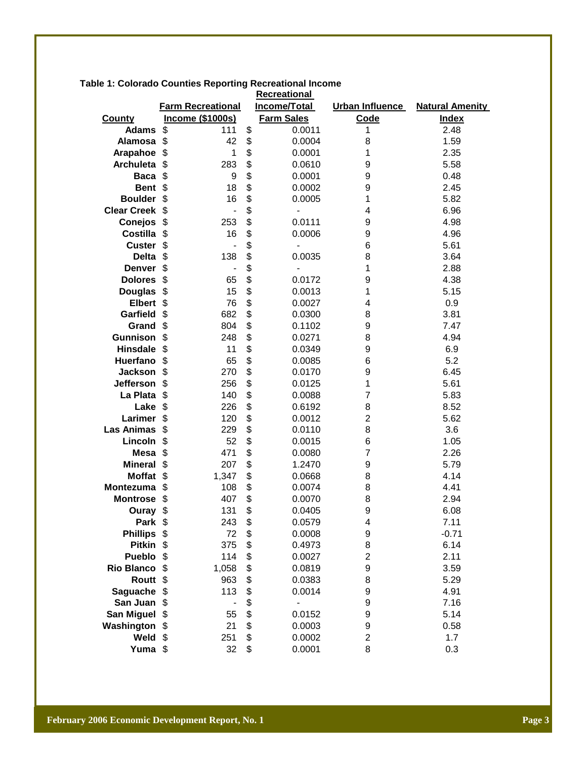**Table 1: Colorado Counties Reporting Recreational Income**

| County | Farm Recreational Income ($1000s) | Recreational Income/Total Farm Sales | Urban Influence Code | Natural Amenity Index |
|---|---|---|---|---|
| **Adams** | $ 111 | $ 0.0011 | 1 | 2.48 |
| **Alamosa** | $ 42 | $ 0.0004 | 8 | 1.59 |
| **Arapahoe** | $ 1 | $ 0.0001 | 1 | 2.35 |
| **Archuleta** | $ 283 | $ 0.0610 | 9 | 5.58 |
| **Baca** | $ 9 | $ 0.0001 | 9 | 0.48 |
| **Bent** | $ 18 | $ 0.0002 | 9 | 2.45 |
| **Boulder** | $ 16 | $ 0.0005 | 1 | 5.82 |
| **Clear Creek** | $ - | $ - | 4 | 6.96 |
| **Conejos** | $ 253 | $ 0.0111 | 9 | 4.98 |
| **Costilla** | $ 16 | $ 0.0006 | 9 | 4.96 |
| **Custer** | $ - | $ - | 6 | 5.61 |
| **Delta** | $ 138 | $ 0.0035 | 8 | 3.64 |
| **Denver** | $ - | $ - | 1 | 2.88 |
| **Dolores** | $ 65 | $ 0.0172 | 9 | 4.38 |
| **Douglas** | $ 15 | $ 0.0013 | 1 | 5.15 |
| **Elbert** | $ 76 | $ 0.0027 | 4 | 0.9 |
| **Garfield** | $ 682 | $ 0.0300 | 8 | 3.81 |
| **Grand** | $ 804 | $ 0.1102 | 9 | 7.47 |
| **Gunnison** | $ 248 | $ 0.0271 | 8 | 4.94 |
| **Hinsdale** | $ 11 | $ 0.0349 | 9 | 6.9 |
| **Huerfano** | $ 65 | $ 0.0085 | 6 | 5.2 |
| **Jackson** | $ 270 | $ 0.0170 | 9 | 6.45 |
| **Jefferson** | $ 256 | $ 0.0125 | 1 | 5.61 |
| **La Plata** | $ 140 | $ 0.0088 | 7 | 5.83 |
| **Lake** | $ 226 | $ 0.6192 | 8 | 8.52 |
| **Larimer** | $ 120 | $ 0.0012 | 2 | 5.62 |
| **Las Animas** | $ 229 | $ 0.0110 | 8 | 3.6 |
| **Lincoln** | $ 52 | $ 0.0015 | 6 | 1.05 |
| **Mesa** | $ 471 | $ 0.0080 | 7 | 2.26 |
| **Mineral** | $ 207 | $ 1.2470 | 9 | 5.79 |
| **Moffat** | $ 1,347 | $ 0.0668 | 8 | 4.14 |
| **Montezuma** | $ 108 | $ 0.0074 | 8 | 4.41 |
| **Montrose** | $ 407 | $ 0.0070 | 8 | 2.94 |
| **Ouray** | $ 131 | $ 0.0405 | 9 | 6.08 |
| **Park** | $ 243 | $ 0.0579 | 4 | 7.11 |
| **Phillips** | $ 72 | $ 0.0008 | 9 | -0.71 |
| **Pitkin** | $ 375 | $ 0.4973 | 8 | 6.14 |
| **Pueblo** | $ 114 | $ 0.0027 | 2 | 2.11 |
| **Rio Blanco** | $ 1,058 | $ 0.0819 | 9 | 3.59 |
| **Routt** | $ 963 | $ 0.0383 | 8 | 5.29 |
| **Saguache** | $ 113 | $ 0.0014 | 9 | 4.91 |
| **San Juan** | $ - | $ - | 9 | 7.16 |
| **San Miguel** | $ 55 | $ 0.0152 | 9 | 5.14 |
| **Washington** | $ 21 | $ 0.0003 | 9 | 0.58 |
| **Weld** | $ 251 | $ 0.0002 | 2 | 1.7 |
| **Yuma** | $ 32 | $ 0.0001 | 8 | 0.3 |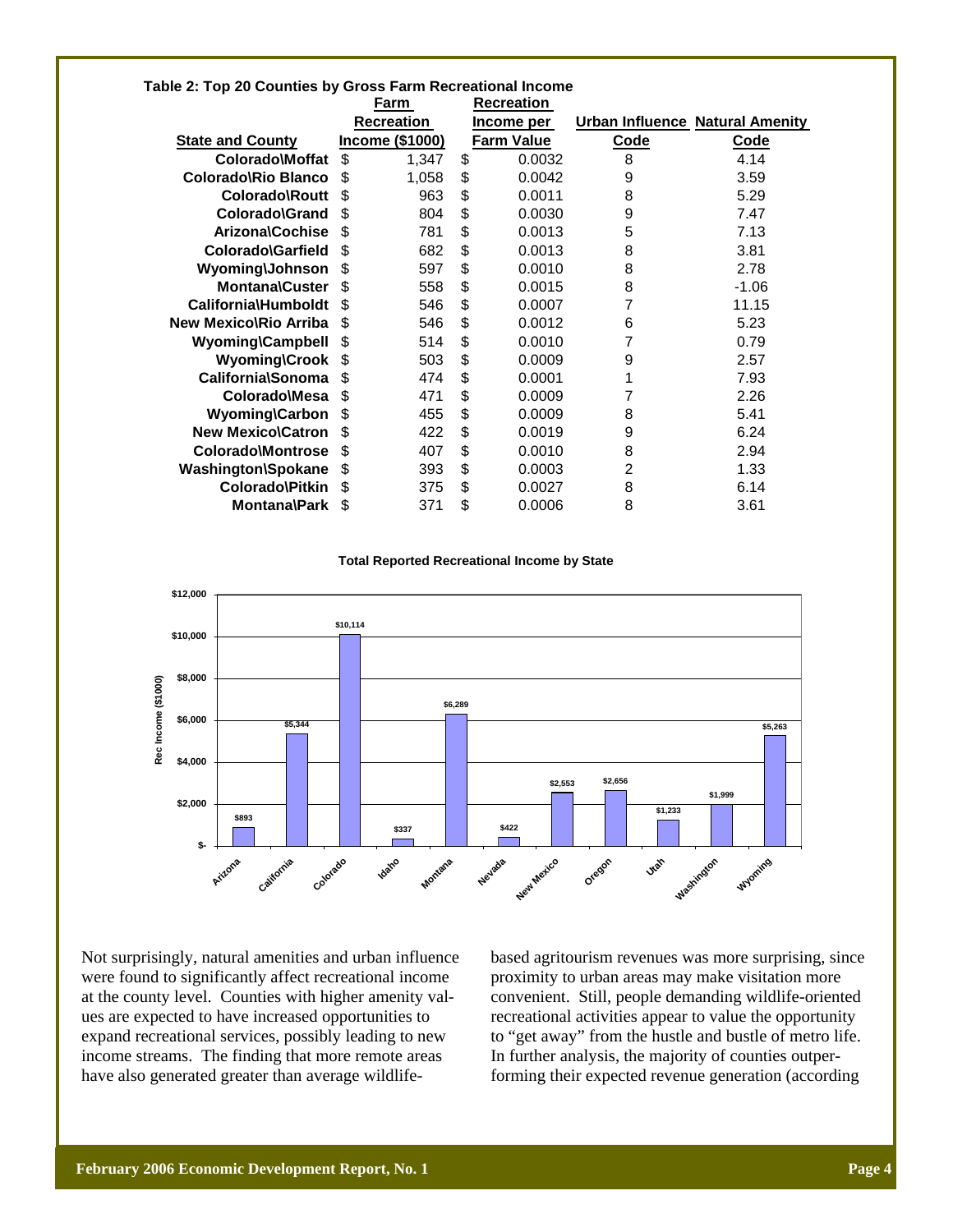**Table 2: Top 20 Counties by Gross Farm Recreational Income**

| State and County | Farm Recreation Income ($1000) | Recreation Income per Farm Value | Urban Influence Code | Natural Amenity Code |
|---|---|---|---|---|
| Colorado\Moffat | $ 1,347 | $ 0.0032 | 8 | 4.14 |
| Colorado\Rio Blanco | $ 1,058 | $ 0.0042 | 9 | 3.59 |
| Colorado\Routt | $ 963 | $ 0.0011 | 8 | 5.29 |
| Colorado\Grand | $ 804 | $ 0.0030 | 9 | 7.47 |
| Arizona\Cochise | $ 781 | $ 0.0013 | 5 | 7.13 |
| Colorado\Garfield | $ 682 | $ 0.0013 | 8 | 3.81 |
| Wyoming\Johnson | $ 597 | $ 0.0010 | 8 | 2.78 |
| Montana\Custer | $ 558 | $ 0.0015 | 8 | -1.06 |
| California\Humboldt | $ 546 | $ 0.0007 | 7 | 11.15 |
| New Mexico\Rio Arriba | $ 546 | $ 0.0012 | 6 | 5.23 |
| Wyoming\Campbell | $ 514 | $ 0.0010 | 7 | 0.79 |
| Wyoming\Crook | $ 503 | $ 0.0009 | 9 | 2.57 |
| California\Sonoma | $ 474 | $ 0.0001 | 1 | 7.93 |
| Colorado\Mesa | $ 471 | $ 0.0009 | 7 | 2.26 |
| Wyoming\Carbon | $ 455 | $ 0.0009 | 8 | 5.41 |
| New Mexico\Catron | $ 422 | $ 0.0019 | 9 | 6.24 |
| Colorado\Montrose | $ 407 | $ 0.0010 | 8 | 2.94 |
| Washington\Spokane | $ 393 | $ 0.0003 | 2 | 1.33 |
| Colorado\Pitkin | $ 375 | $ 0.0027 | 8 | 6.14 |
| Montana\Park | $ 371 | $ 0.0006 | 8 | 3.61 |

**Total Reported Recreational Income by State**

| State | Rec Income ($1000) |
|---|---|
| Arizona | $893 |
| California | $5,344 |
| Colorado | $10,114 |
| Idaho | $337 |
| Montana | $6,289 |
| Nevada | $422 |
| New Mexico | $2,553 |
| Oregon | $2,656 |
| Utah | $1,233 |
| Washington | $1,999 |
| Wyoming | $5,263 |

Not surprisingly, natural amenities and urban influence were found to significantly affect recreational income at the county level. Counties with higher amenity values are expected to have increased opportunities to expand recreational services, possibly leading to new income streams. The finding that more remote areas have also generated greater than average wildlife-based agritourism revenues was more surprising, since proximity to urban areas may make visitation more convenient. Still, people demanding wildlife-oriented recreational activities appear to value the opportunity to "get away" from the hustle and bustle of metro life. In further analysis, the majority of counties outperforming their expected revenue generation (according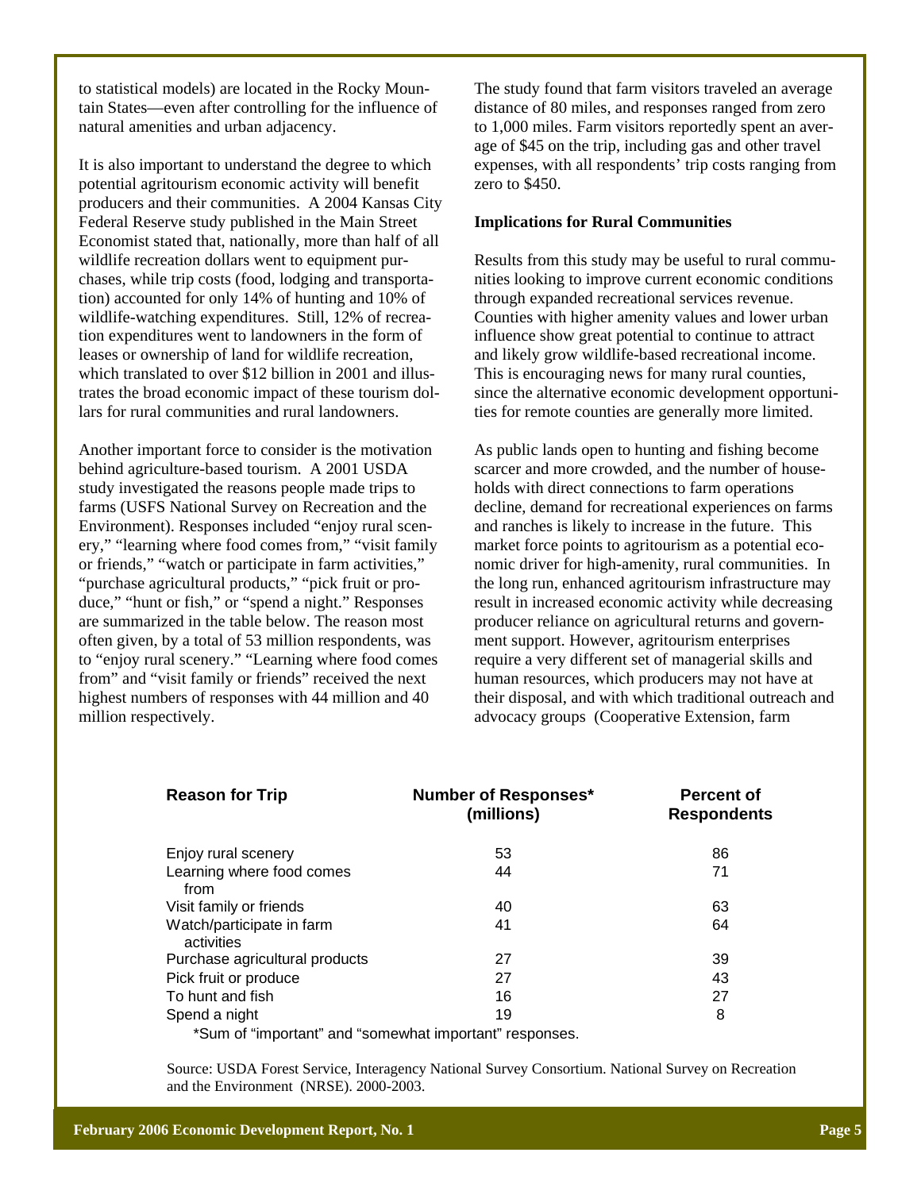to statistical models) are located in the Rocky Mountain States—even after controlling for the influence of natural amenities and urban adjacency.

It is also important to understand the degree to which potential agritourism economic activity will benefit producers and their communities. A 2004 Kansas City Federal Reserve study published in the Main Street Economist stated that, nationally, more than half of all wildlife recreation dollars went to equipment purchases, while trip costs (food, lodging and transportation) accounted for only 14% of hunting and 10% of wildlife-watching expenditures. Still, 12% of recreation expenditures went to landowners in the form of leases or ownership of land for wildlife recreation, which translated to over $12 billion in 2001 and illustrates the broad economic impact of these tourism dollars for rural communities and rural landowners.

Another important force to consider is the motivation behind agriculture-based tourism. A 2001 USDA study investigated the reasons people made trips to farms (USFS National Survey on Recreation and the Environment). Responses included "enjoy rural scenery," "learning where food comes from," "visit family or friends," "watch or participate in farm activities," "purchase agricultural products," "pick fruit or produce," "hunt or fish," or "spend a night." Responses are summarized in the table below. The reason most often given, by a total of 53 million respondents, was to "enjoy rural scenery." "Learning where food comes from" and "visit family or friends" received the next highest numbers of responses with 44 million and 40 million respectively.

The study found that farm visitors traveled an average distance of 80 miles, and responses ranged from zero to 1,000 miles. Farm visitors reportedly spent an average of $45 on the trip, including gas and other travel expenses, with all respondents' trip costs ranging from zero to $450.

**Implications for Rural Communities**

Results from this study may be useful to rural communities looking to improve current economic conditions through expanded recreational services revenue. Counties with higher amenity values and lower urban influence show great potential to continue to attract and likely grow wildlife-based recreational income. This is encouraging news for many rural counties, since the alternative economic development opportunities for remote counties are generally more limited.

As public lands open to hunting and fishing become scarcer and more crowded, and the number of households with direct connections to farm operations decline, demand for recreational experiences on farms and ranches is likely to increase in the future. This market force points to agritourism as a potential economic driver for high-amenity, rural communities. In the long run, enhanced agritourism infrastructure may result in increased economic activity while decreasing producer reliance on agricultural returns and government support. However, agritourism enterprises require a very different set of managerial skills and human resources, which producers may not have at their disposal, and with which traditional outreach and advocacy groups (Cooperative Extension, farm

| Reason for Trip | Number of Responses* (millions) | Percent of Respondents |
|---|---|---|
| Enjoy rural scenery | 53 | 86 |
| Learning where food comes from | 44 | 71 |
| Visit family or friends | 40 | 63 |
| Watch/participate in farm activities | 41 | 64 |
| Purchase agricultural products | 27 | 39 |
| Pick fruit or produce | 27 | 43 |
| To hunt and fish | 16 | 27 |
| Spend a night | 19 | 8 |

*Sum of "important" and "somewhat important" responses.

Source: USDA Forest Service, Interagency National Survey Consortium. National Survey on Recreation and the Environment (NRSE). 2000-2003.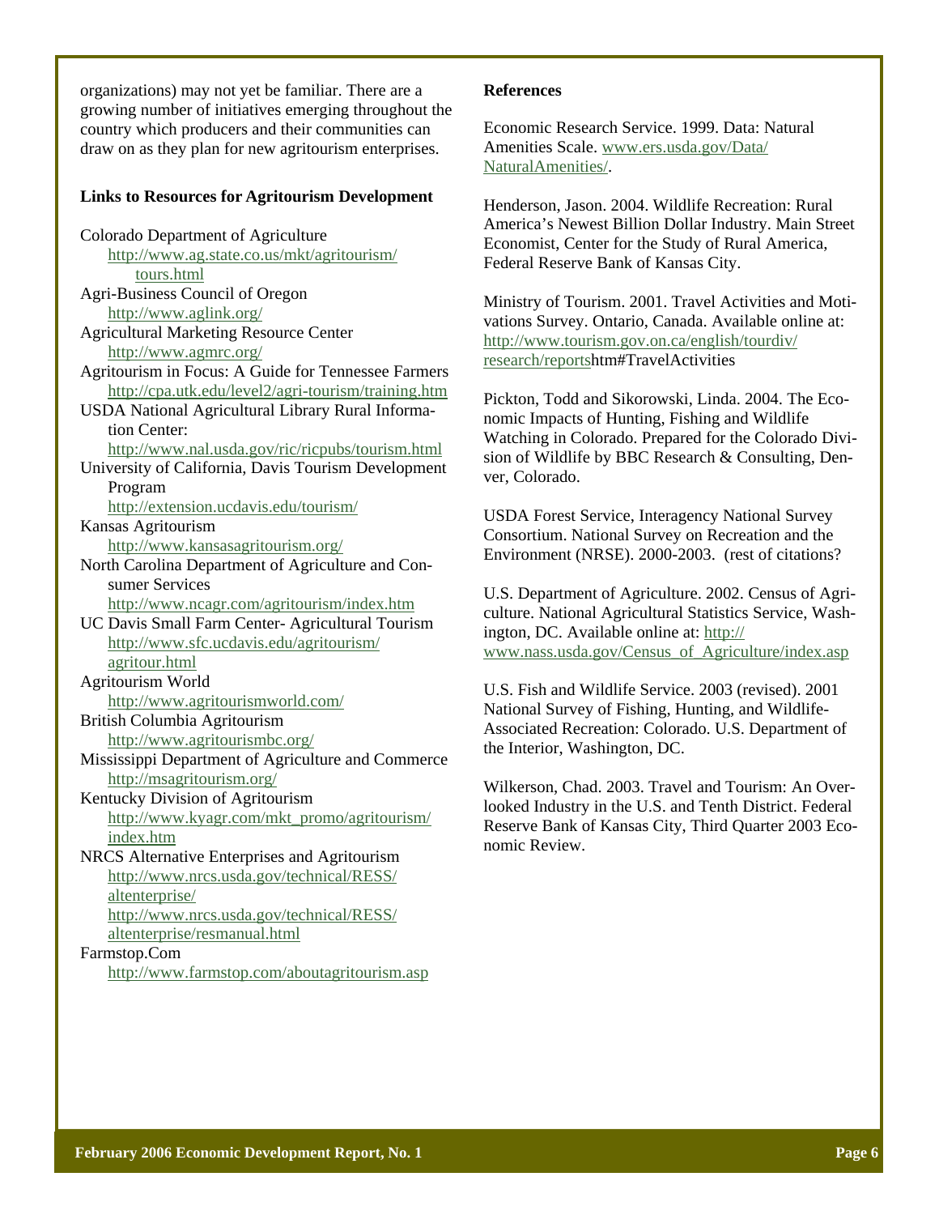organizations) may not yet be familiar. There are a growing number of initiatives emerging throughout the country which producers and their communities can draw on as they plan for new agritourism enterprises.

**Links to Resources for Agritourism Development**

Colorado Department of Agriculture
http://www.ag.state.co.us/mkt/agritourism/tours.html

Agri-Business Council of Oregon
http://www.aglink.org/

Agricultural Marketing Resource Center
http://www.agmrc.org/

Agritourism in Focus: A Guide for Tennessee Farmers
http://cpa.utk.edu/level2/agri-tourism/training.htm

USDA National Agricultural Library Rural Information Center:
http://www.nal.usda.gov/ric/ricpubs/tourism.html

University of California, Davis Tourism Development Program
http://extension.ucdavis.edu/tourism/

Kansas Agritourism
http://www.kansasagritourism.org/

North Carolina Department of Agriculture and Consumer Services
http://www.ncagr.com/agritourism/index.htm

UC Davis Small Farm Center- Agricultural Tourism
http://www.sfc.ucdavis.edu/agritourism/agritour.html

Agritourism World
http://www.agritourismworld.com/

British Columbia Agritourism
http://www.agritourismbc.org/

Mississippi Department of Agriculture and Commerce
http://msagritourism.org/

Kentucky Division of Agritourism
http://www.kyagr.com/mkt_promo/agritourism/index.htm

NRCS Alternative Enterprises and Agritourism
http://www.nrcs.usda.gov/technical/RESS/altenterprise/
http://www.nrcs.usda.gov/technical/RESS/altenterprise/resmanual.html

Farmstop.Com
http://www.farmstop.com/aboutagritourism.asp

**References**

Economic Research Service. 1999. Data: Natural Amenities Scale. www.ers.usda.gov/Data/NaturalAmenities/.

Henderson, Jason. 2004. Wildlife Recreation: Rural America's Newest Billion Dollar Industry. Main Street Economist, Center for the Study of Rural America, Federal Reserve Bank of Kansas City.

Ministry of Tourism. 2001. Travel Activities and Motivations Survey. Ontario, Canada. Available online at: http://www.tourism.gov.on.ca/english/tourdiv/research/reportshtm#TravelActivities

Pickton, Todd and Sikorowski, Linda. 2004. The Economic Impacts of Hunting, Fishing and Wildlife Watching in Colorado. Prepared for the Colorado Division of Wildlife by BBC Research & Consulting, Denver, Colorado.

USDA Forest Service, Interagency National Survey Consortium. National Survey on Recreation and the Environment (NRSE). 2000-2003. (rest of citations?

U.S. Department of Agriculture. 2002. Census of Agriculture. National Agricultural Statistics Service, Washington, DC. Available online at: http://www.nass.usda.gov/Census_of_Agriculture/index.asp

U.S. Fish and Wildlife Service. 2003 (revised). 2001 National Survey of Fishing, Hunting, and Wildlife-Associated Recreation: Colorado. U.S. Department of the Interior, Washington, DC.

Wilkerson, Chad. 2003. Travel and Tourism: An Overlooked Industry in the U.S. and Tenth District. Federal Reserve Bank of Kansas City, Third Quarter 2003 Economic Review.